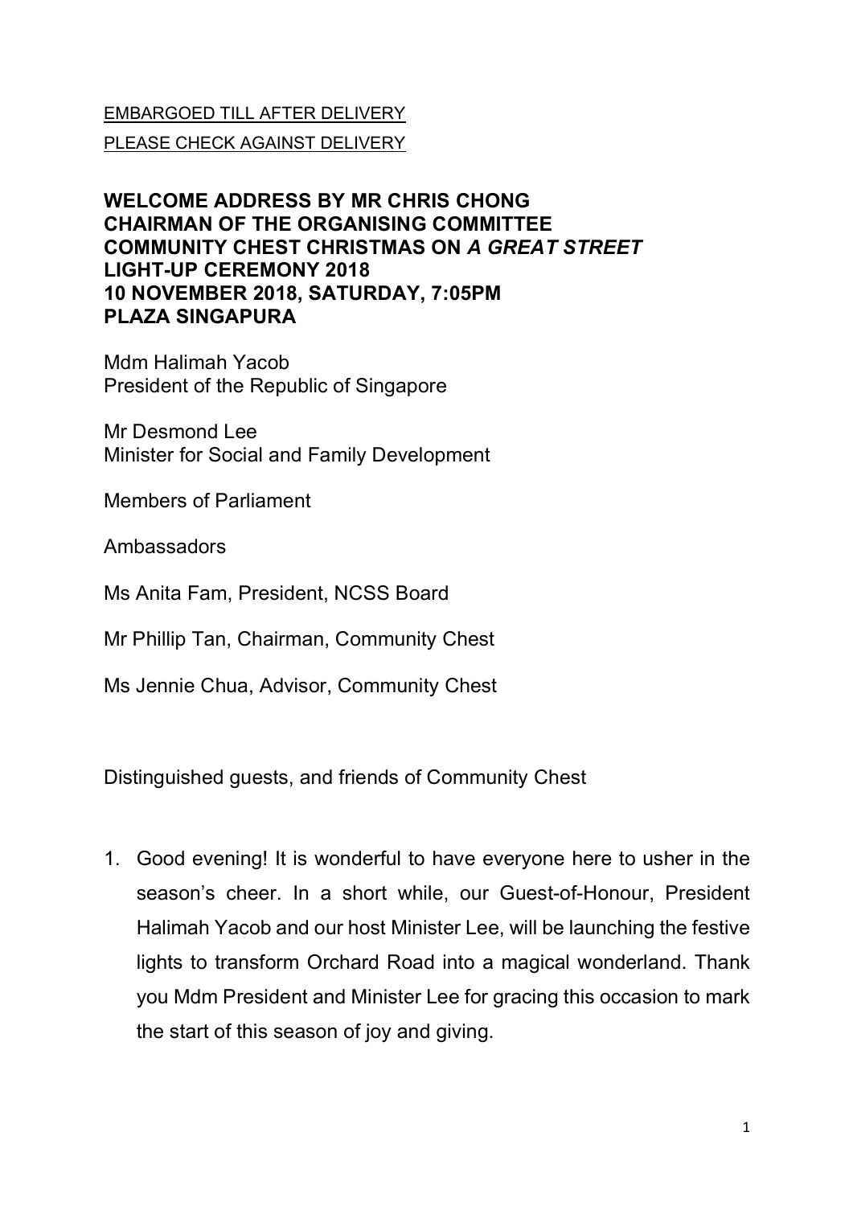<u>EMBARGOED TILL AFTER DELIVERY</u>

<u>PLEASE CHECK AGAINST DELIVERY</u>

**WELCOME ADDRESS BY MR CHRIS CHONG**
**CHAIRMAN OF THE ORGANISING COMMITTEE**
**COMMUNITY CHEST CHRISTMAS ON *A GREAT STREET***
**LIGHT-UP CEREMONY 2018**
**10 NOVEMBER 2018, SATURDAY, 7:05PM**
**PLAZA SINGAPURA**

Mdm Halimah Yacob
President of the Republic of Singapore

Mr Desmond Lee
Minister for Social and Family Development

Members of Parliament

Ambassadors

Ms Anita Fam, President, NCSS Board

Mr Phillip Tan, Chairman, Community Chest

Ms Jennie Chua, Advisor, Community Chest

Distinguished guests, and friends of Community Chest

1. Good evening! It is wonderful to have everyone here to usher in the season's cheer. In a short while, our Guest-of-Honour, President Halimah Yacob and our host Minister Lee, will be launching the festive lights to transform Orchard Road into a magical wonderland. Thank you Mdm President and Minister Lee for gracing this occasion to mark the start of this season of joy and giving.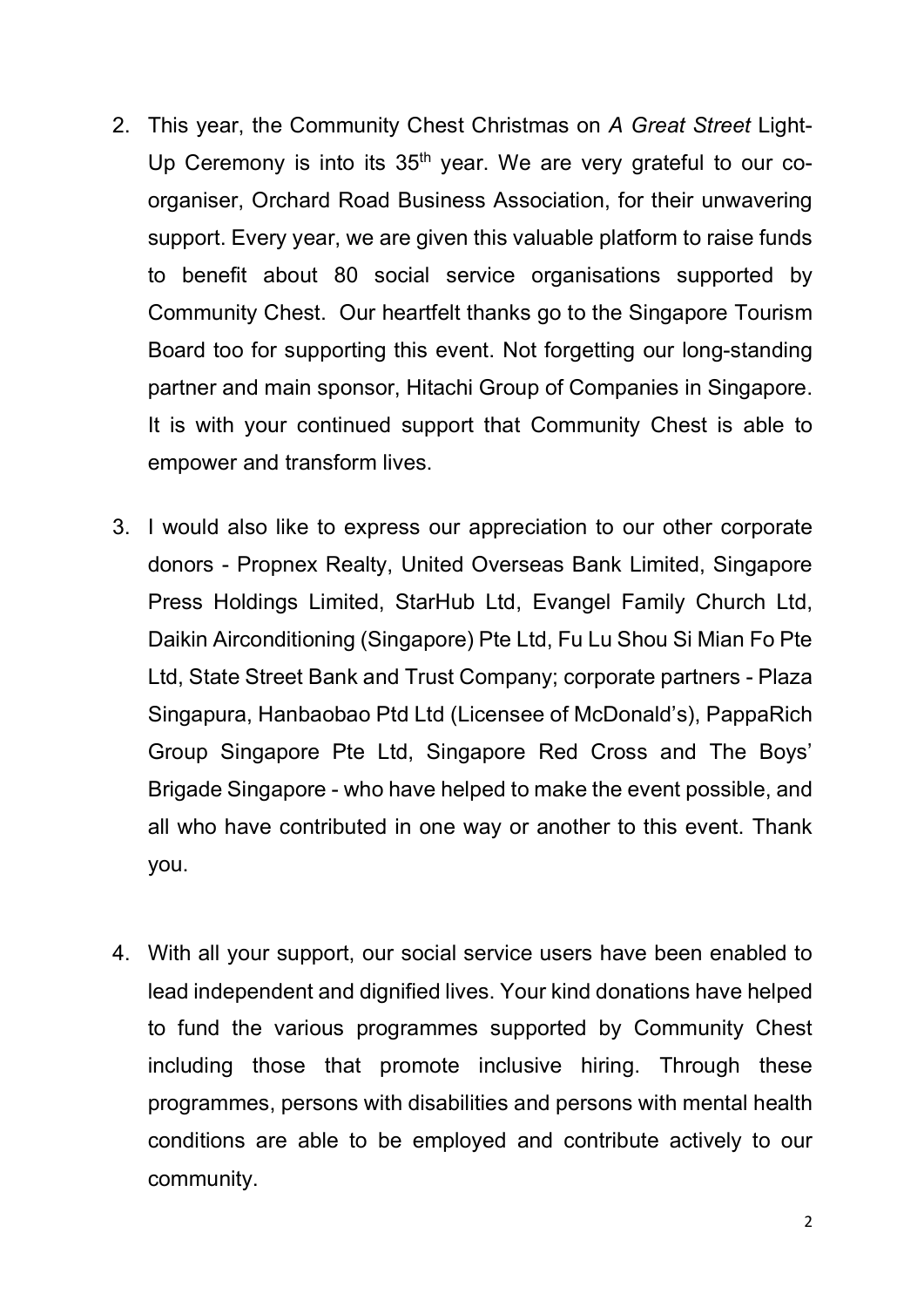2. This year, the Community Chest Christmas on *A Great Street* Light-Up Ceremony is into its 35th year. We are very grateful to our co-organiser, Orchard Road Business Association, for their unwavering support. Every year, we are given this valuable platform to raise funds to benefit about 80 social service organisations supported by Community Chest. Our heartfelt thanks go to the Singapore Tourism Board too for supporting this event. Not forgetting our long-standing partner and main sponsor, Hitachi Group of Companies in Singapore. It is with your continued support that Community Chest is able to empower and transform lives.

3. I would also like to express our appreciation to our other corporate donors - Propnex Realty, United Overseas Bank Limited, Singapore Press Holdings Limited, StarHub Ltd, Evangel Family Church Ltd, Daikin Airconditioning (Singapore) Pte Ltd, Fu Lu Shou Si Mian Fo Pte Ltd, State Street Bank and Trust Company; corporate partners - Plaza Singapura, Hanbaobao Ptd Ltd (Licensee of McDonald's), PappaRich Group Singapore Pte Ltd, Singapore Red Cross and The Boys' Brigade Singapore - who have helped to make the event possible, and all who have contributed in one way or another to this event. Thank you.

4. With all your support, our social service users have been enabled to lead independent and dignified lives. Your kind donations have helped to fund the various programmes supported by Community Chest including those that promote inclusive hiring. Through these programmes, persons with disabilities and persons with mental health conditions are able to be employed and contribute actively to our community.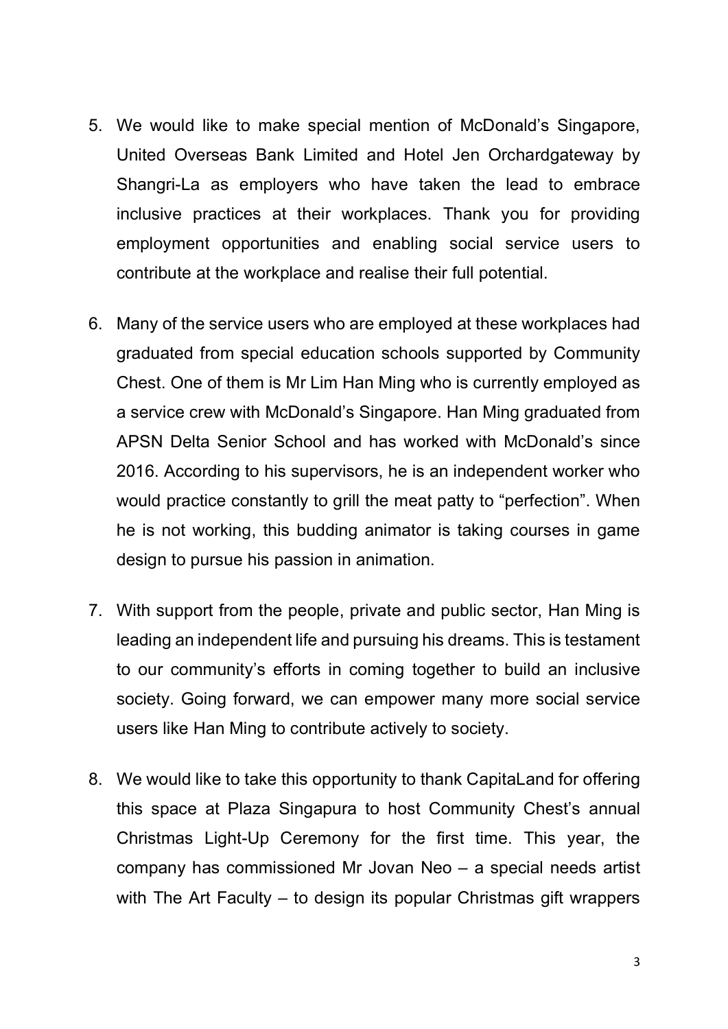5. We would like to make special mention of McDonald's Singapore, United Overseas Bank Limited and Hotel Jen Orchardgateway by Shangri-La as employers who have taken the lead to embrace inclusive practices at their workplaces. Thank you for providing employment opportunities and enabling social service users to contribute at the workplace and realise their full potential.

6. Many of the service users who are employed at these workplaces had graduated from special education schools supported by Community Chest. One of them is Mr Lim Han Ming who is currently employed as a service crew with McDonald's Singapore. Han Ming graduated from APSN Delta Senior School and has worked with McDonald's since 2016. According to his supervisors, he is an independent worker who would practice constantly to grill the meat patty to "perfection". When he is not working, this budding animator is taking courses in game design to pursue his passion in animation.

7. With support from the people, private and public sector, Han Ming is leading an independent life and pursuing his dreams. This is testament to our community's efforts in coming together to build an inclusive society. Going forward, we can empower many more social service users like Han Ming to contribute actively to society.

8. We would like to take this opportunity to thank CapitaLand for offering this space at Plaza Singapura to host Community Chest's annual Christmas Light-Up Ceremony for the first time. This year, the company has commissioned Mr Jovan Neo – a special needs artist with The Art Faculty – to design its popular Christmas gift wrappers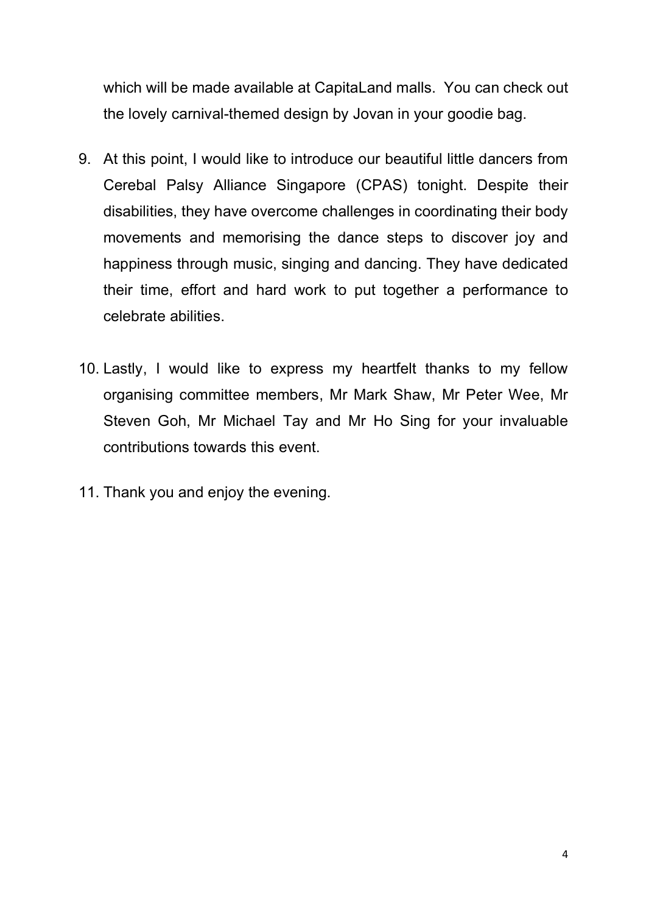which will be made available at CapitaLand malls. You can check out the lovely carnival-themed design by Jovan in your goodie bag.

9. At this point, I would like to introduce our beautiful little dancers from Cerebal Palsy Alliance Singapore (CPAS) tonight. Despite their disabilities, they have overcome challenges in coordinating their body movements and memorising the dance steps to discover joy and happiness through music, singing and dancing. They have dedicated their time, effort and hard work to put together a performance to celebrate abilities.

10. Lastly, I would like to express my heartfelt thanks to my fellow organising committee members, Mr Mark Shaw, Mr Peter Wee, Mr Steven Goh, Mr Michael Tay and Mr Ho Sing for your invaluable contributions towards this event.

11. Thank you and enjoy the evening.